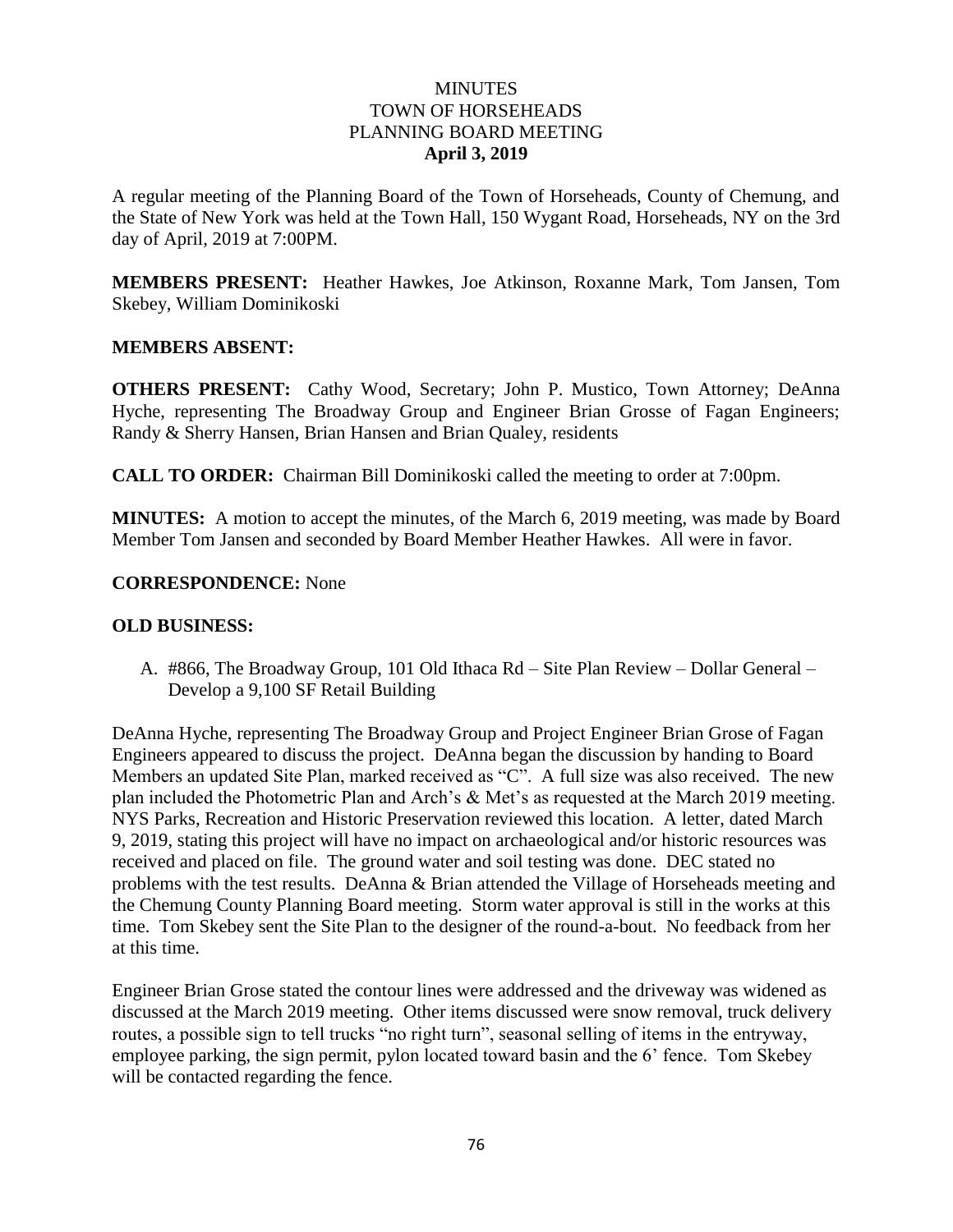# MINUTES
# TOWN OF HORSEHEADS
# PLANNING BOARD MEETING
## April 3, 2019

A regular meeting of the Planning Board of the Town of Horseheads, County of Chemung, and the State of New York was held at the Town Hall, 150 Wygant Road, Horseheads, NY on the 3rd day of April, 2019 at 7:00PM.

**MEMBERS PRESENT:** Heather Hawkes, Joe Atkinson, Roxanne Mark, Tom Jansen, Tom Skebey, William Dominikoski

**MEMBERS ABSENT:**

**OTHERS PRESENT:** Cathy Wood, Secretary; John P. Mustico, Town Attorney; DeAnna Hyche, representing The Broadway Group and Engineer Brian Grosse of Fagan Engineers; Randy & Sherry Hansen, Brian Hansen and Brian Qualey, residents

**CALL TO ORDER:** Chairman Bill Dominikoski called the meeting to order at 7:00pm.

**MINUTES:** A motion to accept the minutes, of the March 6, 2019 meeting, was made by Board Member Tom Jansen and seconded by Board Member Heather Hawkes. All were in favor.

**CORRESPONDENCE:** None

**OLD BUSINESS:**

A. #866, The Broadway Group, 101 Old Ithaca Rd – Site Plan Review – Dollar General – Develop a 9,100 SF Retail Building

DeAnna Hyche, representing The Broadway Group and Project Engineer Brian Grose of Fagan Engineers appeared to discuss the project. DeAnna began the discussion by handing to Board Members an updated Site Plan, marked received as "C". A full size was also received. The new plan included the Photometric Plan and Arch's & Met's as requested at the March 2019 meeting. NYS Parks, Recreation and Historic Preservation reviewed this location. A letter, dated March 9, 2019, stating this project will have no impact on archaeological and/or historic resources was received and placed on file. The ground water and soil testing was done. DEC stated no problems with the test results. DeAnna & Brian attended the Village of Horseheads meeting and the Chemung County Planning Board meeting. Storm water approval is still in the works at this time. Tom Skebey sent the Site Plan to the designer of the round-a-bout. No feedback from her at this time.

Engineer Brian Grose stated the contour lines were addressed and the driveway was widened as discussed at the March 2019 meeting. Other items discussed were snow removal, truck delivery routes, a possible sign to tell trucks "no right turn", seasonal selling of items in the entryway, employee parking, the sign permit, pylon located toward basin and the 6' fence. Tom Skebey will be contacted regarding the fence.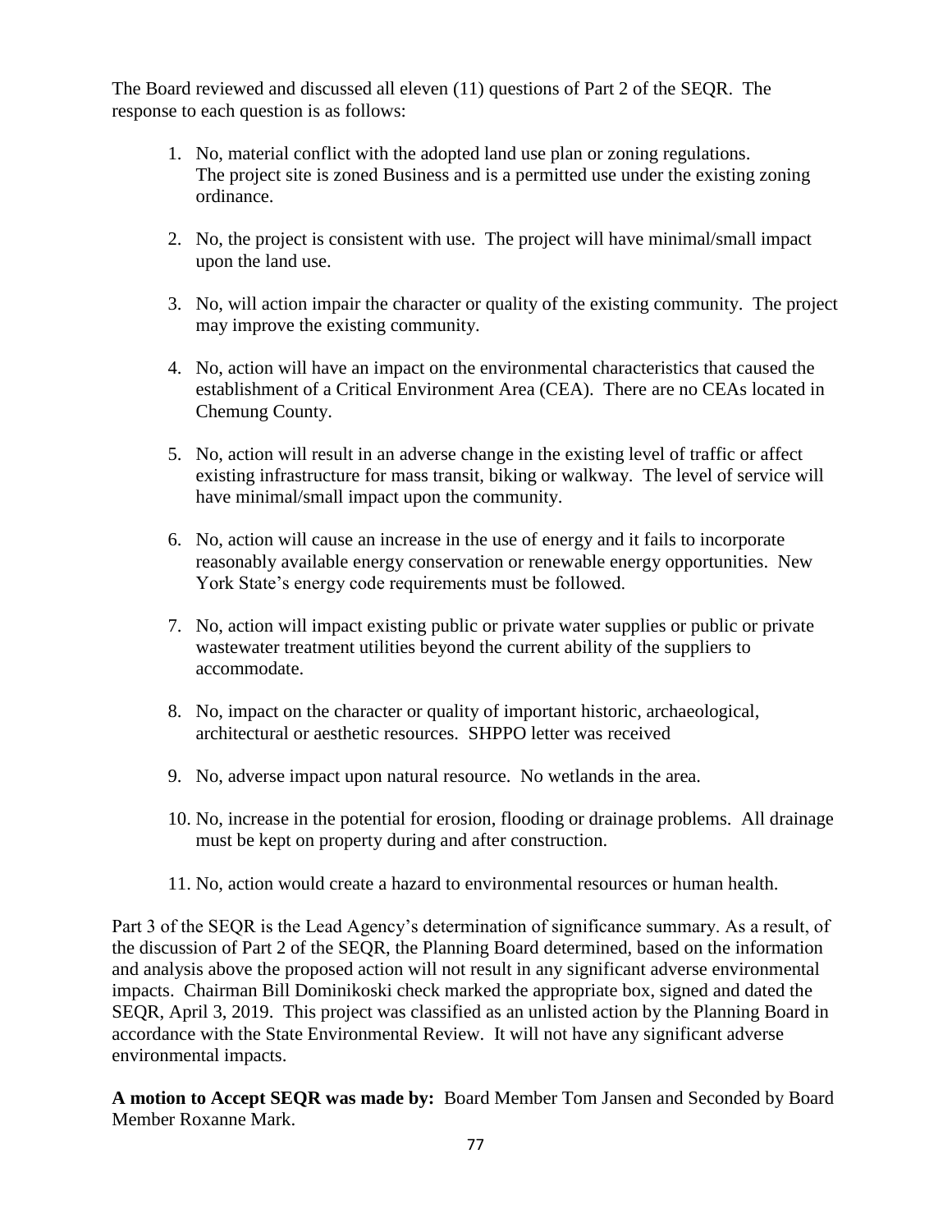The Board reviewed and discussed all eleven (11) questions of Part 2 of the SEQR. The response to each question is as follows:

1. No, material conflict with the adopted land use plan or zoning regulations. The project site is zoned Business and is a permitted use under the existing zoning ordinance.

2. No, the project is consistent with use. The project will have minimal/small impact upon the land use.

3. No, will action impair the character or quality of the existing community. The project may improve the existing community.

4. No, action will have an impact on the environmental characteristics that caused the establishment of a Critical Environment Area (CEA). There are no CEAs located in Chemung County.

5. No, action will result in an adverse change in the existing level of traffic or affect existing infrastructure for mass transit, biking or walkway. The level of service will have minimal/small impact upon the community.

6. No, action will cause an increase in the use of energy and it fails to incorporate reasonably available energy conservation or renewable energy opportunities. New York State's energy code requirements must be followed.

7. No, action will impact existing public or private water supplies or public or private wastewater treatment utilities beyond the current ability of the suppliers to accommodate.

8. No, impact on the character or quality of important historic, archaeological, architectural or aesthetic resources. SHPPO letter was received

9. No, adverse impact upon natural resource. No wetlands in the area.

10. No, increase in the potential for erosion, flooding or drainage problems. All drainage must be kept on property during and after construction.

11. No, action would create a hazard to environmental resources or human health.

Part 3 of the SEQR is the Lead Agency's determination of significance summary. As a result, of the discussion of Part 2 of the SEQR, the Planning Board determined, based on the information and analysis above the proposed action will not result in any significant adverse environmental impacts. Chairman Bill Dominikoski check marked the appropriate box, signed and dated the SEQR, April 3, 2019. This project was classified as an unlisted action by the Planning Board in accordance with the State Environmental Review. It will not have any significant adverse environmental impacts.

**A motion to Accept SEQR was made by:** Board Member Tom Jansen and Seconded by Board Member Roxanne Mark.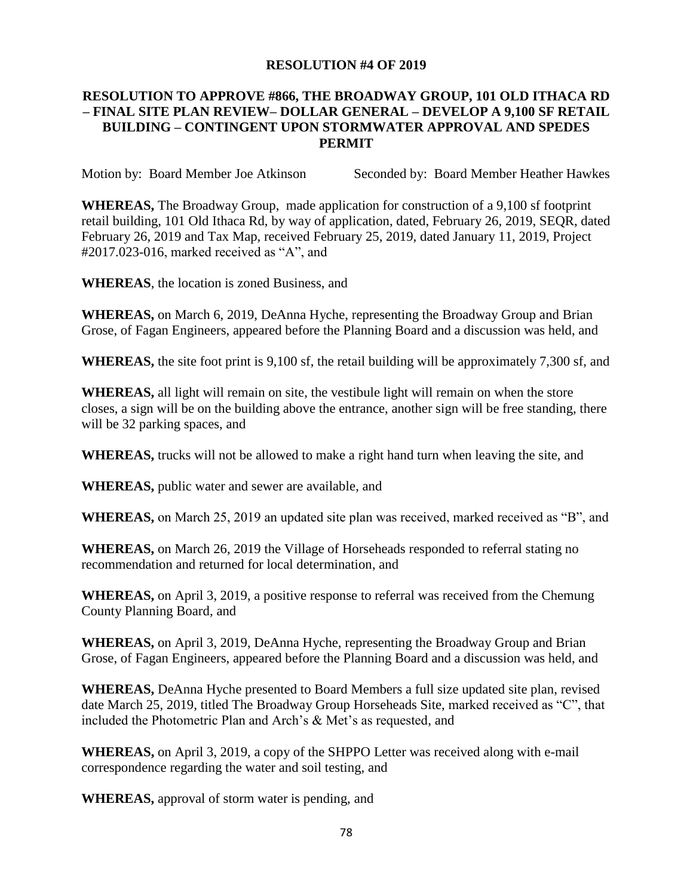**RESOLUTION #4 OF 2019**

**RESOLUTION TO APPROVE #866, THE BROADWAY GROUP, 101 OLD ITHACA RD – FINAL SITE PLAN REVIEW– DOLLAR GENERAL – DEVELOP A 9,100 SF RETAIL BUILDING – CONTINGENT UPON STORMWATER APPROVAL AND SPEDES PERMIT**

Motion by: Board Member Joe Atkinson Seconded by: Board Member Heather Hawkes

**WHEREAS,** The Broadway Group, made application for construction of a 9,100 sf footprint retail building, 101 Old Ithaca Rd, by way of application, dated, February 26, 2019, SEQR, dated February 26, 2019 and Tax Map, received February 25, 2019, dated January 11, 2019, Project #2017.023-016, marked received as "A", and

**WHEREAS**, the location is zoned Business, and

**WHEREAS,** on March 6, 2019, DeAnna Hyche, representing the Broadway Group and Brian Grose, of Fagan Engineers, appeared before the Planning Board and a discussion was held, and

**WHEREAS,** the site foot print is 9,100 sf, the retail building will be approximately 7,300 sf, and

**WHEREAS,** all light will remain on site, the vestibule light will remain on when the store closes, a sign will be on the building above the entrance, another sign will be free standing, there will be 32 parking spaces, and

**WHEREAS,** trucks will not be allowed to make a right hand turn when leaving the site, and

**WHEREAS,** public water and sewer are available, and

**WHEREAS,** on March 25, 2019 an updated site plan was received, marked received as "B", and

**WHEREAS,** on March 26, 2019 the Village of Horseheads responded to referral stating no recommendation and returned for local determination, and

**WHEREAS,** on April 3, 2019, a positive response to referral was received from the Chemung County Planning Board, and

**WHEREAS,** on April 3, 2019, DeAnna Hyche, representing the Broadway Group and Brian Grose, of Fagan Engineers, appeared before the Planning Board and a discussion was held, and

**WHEREAS,** DeAnna Hyche presented to Board Members a full size updated site plan, revised date March 25, 2019, titled The Broadway Group Horseheads Site, marked received as "C", that included the Photometric Plan and Arch's & Met's as requested, and

**WHEREAS,** on April 3, 2019, a copy of the SHPPO Letter was received along with e-mail correspondence regarding the water and soil testing, and

**WHEREAS,** approval of storm water is pending, and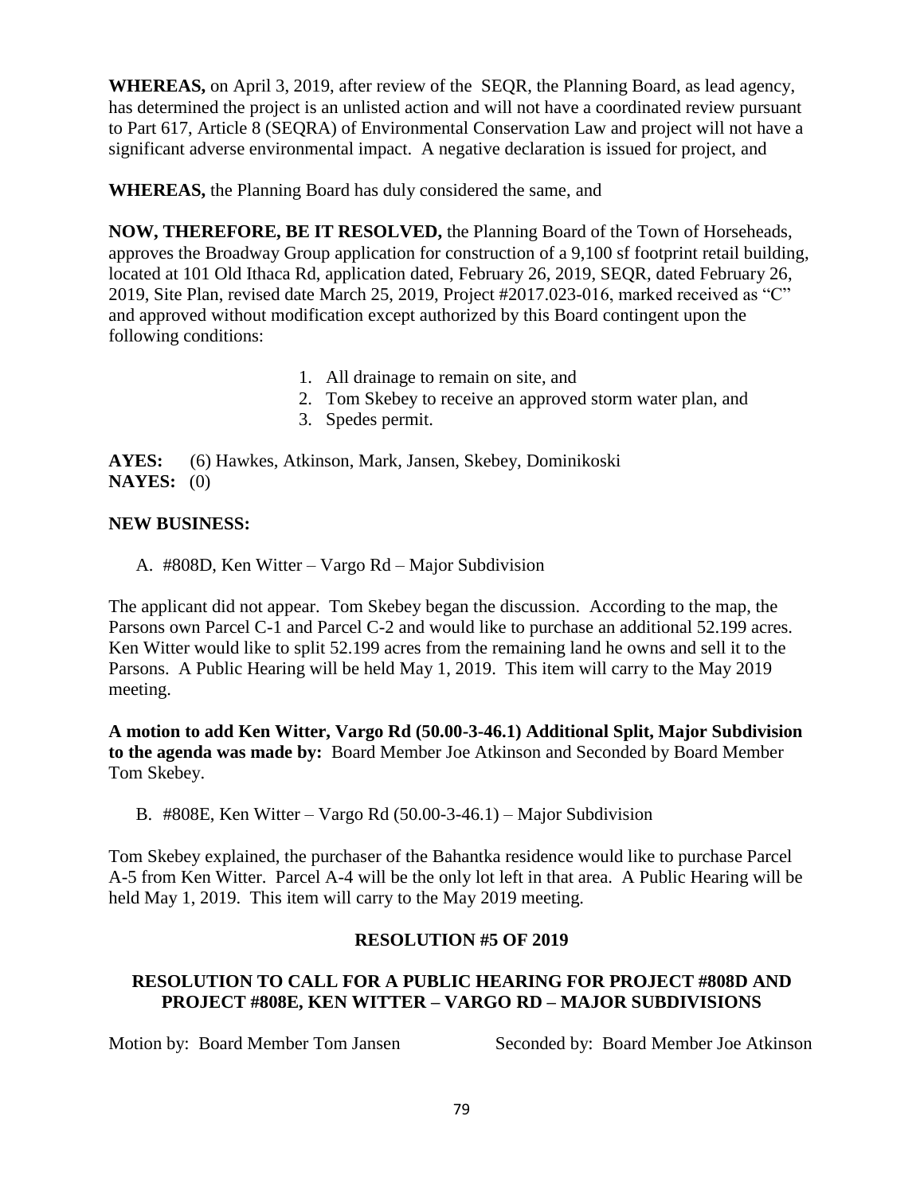**WHEREAS,** on April 3, 2019, after review of the SEQR, the Planning Board, as lead agency, has determined the project is an unlisted action and will not have a coordinated review pursuant to Part 617, Article 8 (SEQRA) of Environmental Conservation Law and project will not have a significant adverse environmental impact. A negative declaration is issued for project, and

**WHEREAS,** the Planning Board has duly considered the same, and

**NOW, THEREFORE, BE IT RESOLVED,** the Planning Board of the Town of Horseheads, approves the Broadway Group application for construction of a 9,100 sf footprint retail building, located at 101 Old Ithaca Rd, application dated, February 26, 2019, SEQR, dated February 26, 2019, Site Plan, revised date March 25, 2019, Project #2017.023-016, marked received as "C" and approved without modification except authorized by this Board contingent upon the following conditions:

1. All drainage to remain on site, and
2. Tom Skebey to receive an approved storm water plan, and
3. Spedes permit.

**AYES:** (6) Hawkes, Atkinson, Mark, Jansen, Skebey, Dominikoski
**NAYES:** (0)

**NEW BUSINESS:**

A. #808D, Ken Witter – Vargo Rd – Major Subdivision

The applicant did not appear. Tom Skebey began the discussion. According to the map, the Parsons own Parcel C-1 and Parcel C-2 and would like to purchase an additional 52.199 acres. Ken Witter would like to split 52.199 acres from the remaining land he owns and sell it to the Parsons. A Public Hearing will be held May 1, 2019. This item will carry to the May 2019 meeting.

**A motion to add Ken Witter, Vargo Rd (50.00-3-46.1) Additional Split, Major Subdivision to the agenda was made by:** Board Member Joe Atkinson and Seconded by Board Member Tom Skebey.

B. #808E, Ken Witter – Vargo Rd (50.00-3-46.1) – Major Subdivision

Tom Skebey explained, the purchaser of the Bahantka residence would like to purchase Parcel A-5 from Ken Witter. Parcel A-4 will be the only lot left in that area. A Public Hearing will be held May 1, 2019. This item will carry to the May 2019 meeting.

**RESOLUTION #5 OF 2019**

**RESOLUTION TO CALL FOR A PUBLIC HEARING FOR PROJECT #808D AND PROJECT #808E, KEN WITTER – VARGO RD – MAJOR SUBDIVISIONS**

Motion by: Board Member Tom Jansen Seconded by: Board Member Joe Atkinson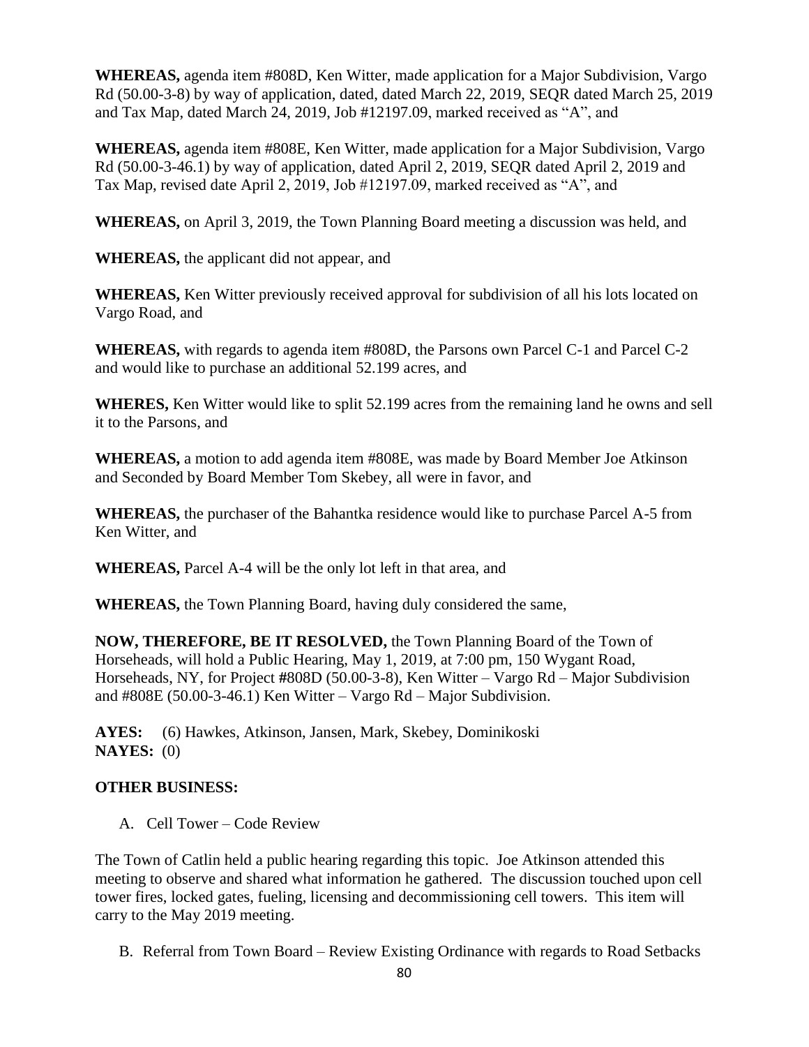**WHEREAS,** agenda item #808D, Ken Witter, made application for a Major Subdivision, Vargo Rd (50.00-3-8) by way of application, dated, dated March 22, 2019, SEQR dated March 25, 2019 and Tax Map, dated March 24, 2019, Job #12197.09, marked received as "A", and

**WHEREAS,** agenda item #808E, Ken Witter, made application for a Major Subdivision, Vargo Rd (50.00-3-46.1) by way of application, dated April 2, 2019, SEQR dated April 2, 2019 and Tax Map, revised date April 2, 2019, Job #12197.09, marked received as "A", and

**WHEREAS,** on April 3, 2019, the Town Planning Board meeting a discussion was held, and

**WHEREAS,** the applicant did not appear, and

**WHEREAS,** Ken Witter previously received approval for subdivision of all his lots located on Vargo Road, and

**WHEREAS,** with regards to agenda item #808D, the Parsons own Parcel C-1 and Parcel C-2 and would like to purchase an additional 52.199 acres, and

**WHERES,** Ken Witter would like to split 52.199 acres from the remaining land he owns and sell it to the Parsons, and

**WHEREAS,** a motion to add agenda item #808E, was made by Board Member Joe Atkinson and Seconded by Board Member Tom Skebey, all were in favor, and

**WHEREAS,** the purchaser of the Bahantka residence would like to purchase Parcel A-5 from Ken Witter, and

**WHEREAS,** Parcel A-4 will be the only lot left in that area, and

**WHEREAS,** the Town Planning Board, having duly considered the same,

**NOW, THEREFORE, BE IT RESOLVED,** the Town Planning Board of the Town of Horseheads, will hold a Public Hearing, May 1, 2019, at 7:00 pm, 150 Wygant Road, Horseheads, NY, for Project #808D (50.00-3-8), Ken Witter – Vargo Rd – Major Subdivision and #808E (50.00-3-46.1) Ken Witter – Vargo Rd – Major Subdivision.

**AYES:** (6) Hawkes, Atkinson, Jansen, Mark, Skebey, Dominikoski
**NAYES:** (0)

**OTHER BUSINESS:**

A. Cell Tower – Code Review

The Town of Catlin held a public hearing regarding this topic. Joe Atkinson attended this meeting to observe and shared what information he gathered. The discussion touched upon cell tower fires, locked gates, fueling, licensing and decommissioning cell towers. This item will carry to the May 2019 meeting.

B. Referral from Town Board – Review Existing Ordinance with regards to Road Setbacks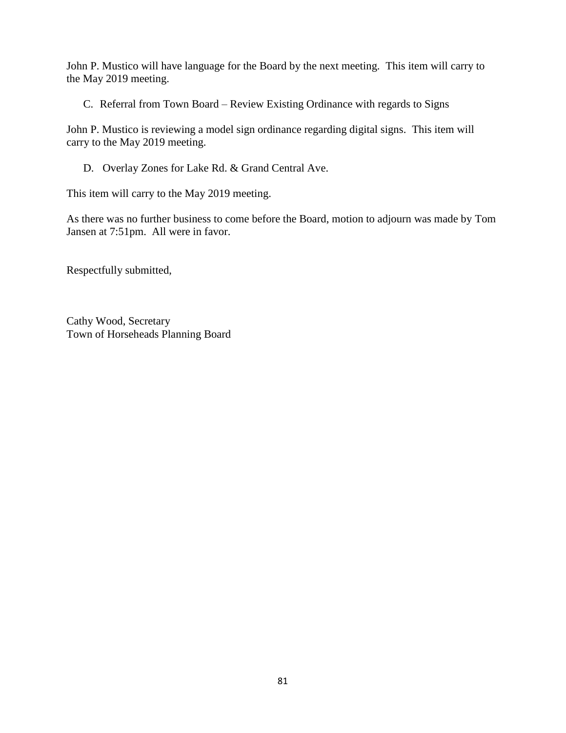John P. Mustico will have language for the Board by the next meeting. This item will carry to the May 2019 meeting.

C. Referral from Town Board – Review Existing Ordinance with regards to Signs

John P. Mustico is reviewing a model sign ordinance regarding digital signs. This item will carry to the May 2019 meeting.

D. Overlay Zones for Lake Rd. & Grand Central Ave.

This item will carry to the May 2019 meeting.

As there was no further business to come before the Board, motion to adjourn was made by Tom Jansen at 7:51pm. All were in favor.

Respectfully submitted,

Cathy Wood, Secretary
Town of Horseheads Planning Board